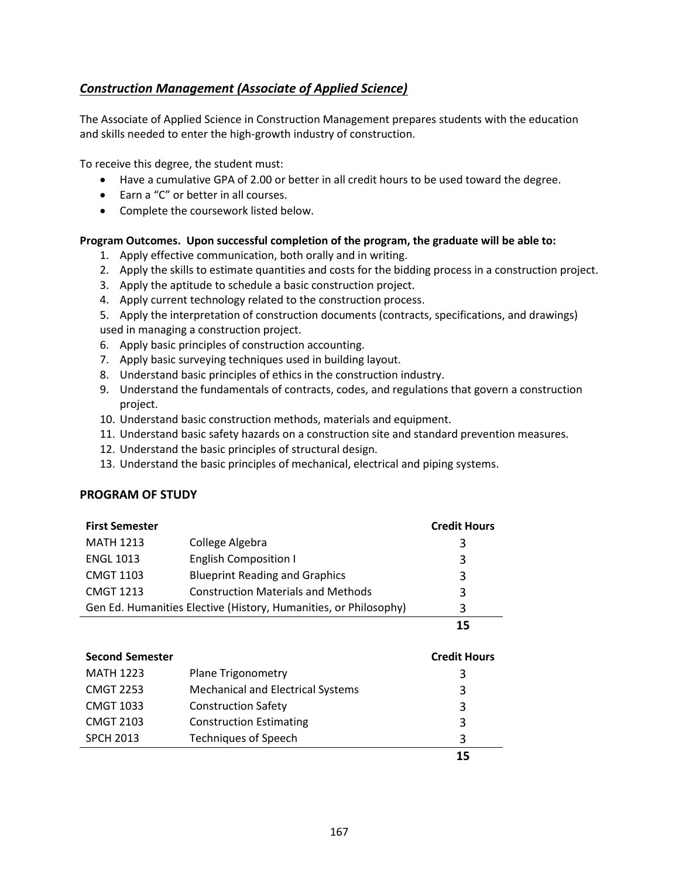## ***Construction Management (Associate of Applied Science)***

The Associate of Applied Science in Construction Management prepares students with the education and skills needed to enter the high-growth industry of construction.

To receive this degree, the student must:

- Have a cumulative GPA of 2.00 or better in all credit hours to be used toward the degree.
- Earn a "C" or better in all courses.
- Complete the coursework listed below.

**Program Outcomes. Upon successful completion of the program, the graduate will be able to:**

1. Apply effective communication, both orally and in writing.
2. Apply the skills to estimate quantities and costs for the bidding process in a construction project.
3. Apply the aptitude to schedule a basic construction project.
4. Apply current technology related to the construction process.
5. Apply the interpretation of construction documents (contracts, specifications, and drawings) used in managing a construction project.
6. Apply basic principles of construction accounting.
7. Apply basic surveying techniques used in building layout.
8. Understand basic principles of ethics in the construction industry.
9. Understand the fundamentals of contracts, codes, and regulations that govern a construction project.
10. Understand basic construction methods, materials and equipment.
11. Understand basic safety hazards on a construction site and standard prevention measures.
12. Understand the basic principles of structural design.
13. Understand the basic principles of mechanical, electrical and piping systems.

### PROGRAM OF STUDY

| **First Semester** | | **Credit Hours** |
|---|---|---|
| MATH 1213 | College Algebra | 3 |
| ENGL 1013 | English Composition I | 3 |
| CMGT 1103 | Blueprint Reading and Graphics | 3 |
| CMGT 1213 | Construction Materials and Methods | 3 |
| Gen Ed. Humanities Elective (History, Humanities, or Philosophy) | | 3 |
| | | **15** |

| **Second Semester** | | **Credit Hours** |
|---|---|---|
| MATH 1223 | Plane Trigonometry | 3 |
| CMGT 2253 | Mechanical and Electrical Systems | 3 |
| CMGT 1033 | Construction Safety | 3 |
| CMGT 2103 | Construction Estimating | 3 |
| SPCH 2013 | Techniques of Speech | 3 |
| | | **15** |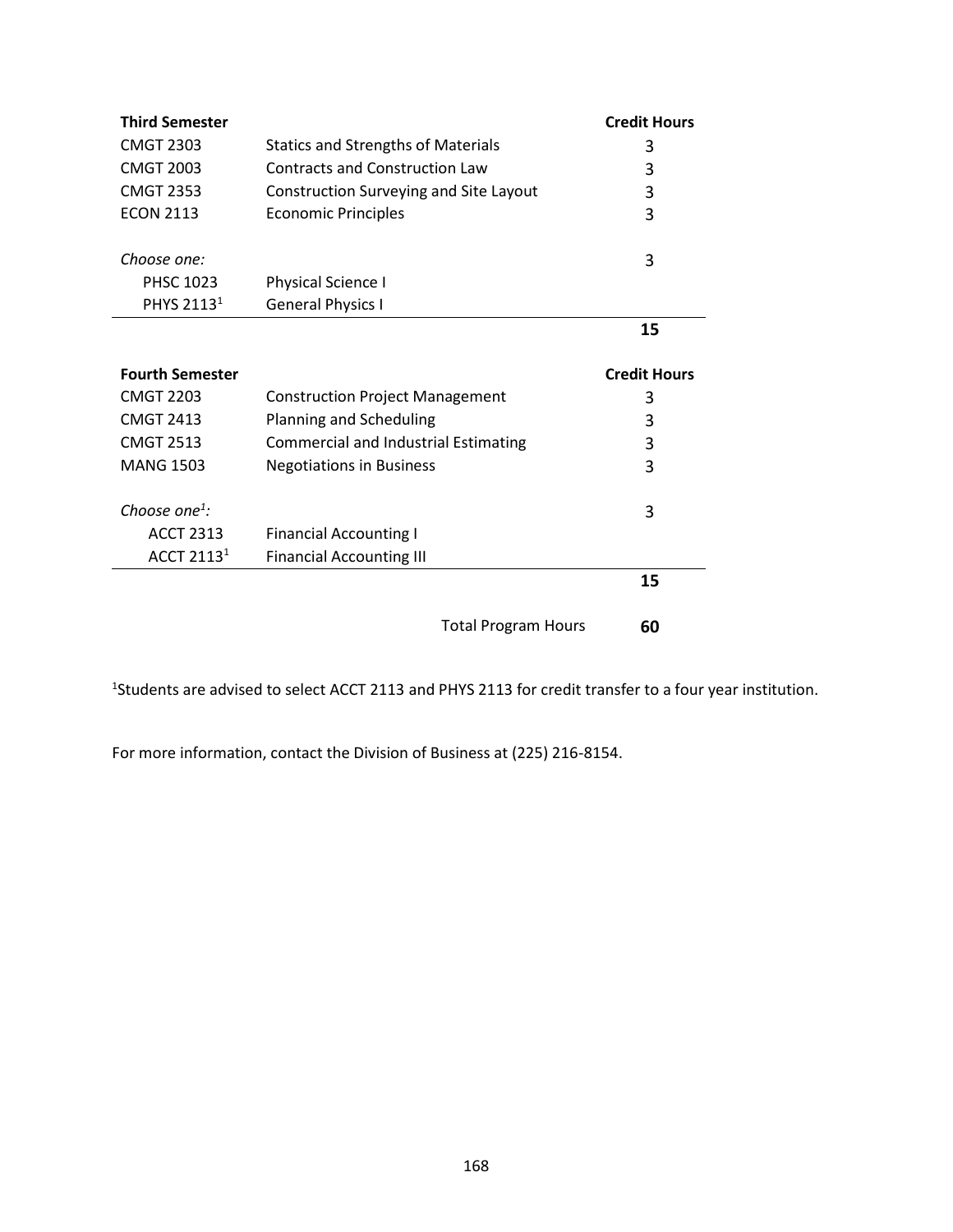| Third Semester | | Credit Hours |
|---|---|---|
| CMGT 2303 | Statics and Strengths of Materials | 3 |
| CMGT 2003 | Contracts and Construction Law | 3 |
| CMGT 2353 | Construction Surveying and Site Layout | 3 |
| ECON 2113 | Economic Principles | 3 |
| *Choose one:* | | 3 |
| PHSC 1023 | Physical Science I | |
| PHYS 2113[1] | General Physics I | |
| | | **15** |

| Fourth Semester | | Credit Hours |
|---|---|---|
| CMGT 2203 | Construction Project Management | 3 |
| CMGT 2413 | Planning and Scheduling | 3 |
| CMGT 2513 | Commercial and Industrial Estimating | 3 |
| MANG 1503 | Negotiations in Business | 3 |
| *Choose one[1]:* | | 3 |
| ACCT 2313 | Financial Accounting I | |
| ACCT 2113[1] | Financial Accounting III | |
| | | **15** |
| | Total Program Hours | **60** |

[1]Students are advised to select ACCT 2113 and PHYS 2113 for credit transfer to a four year institution.

For more information, contact the Division of Business at (225) 216-8154.